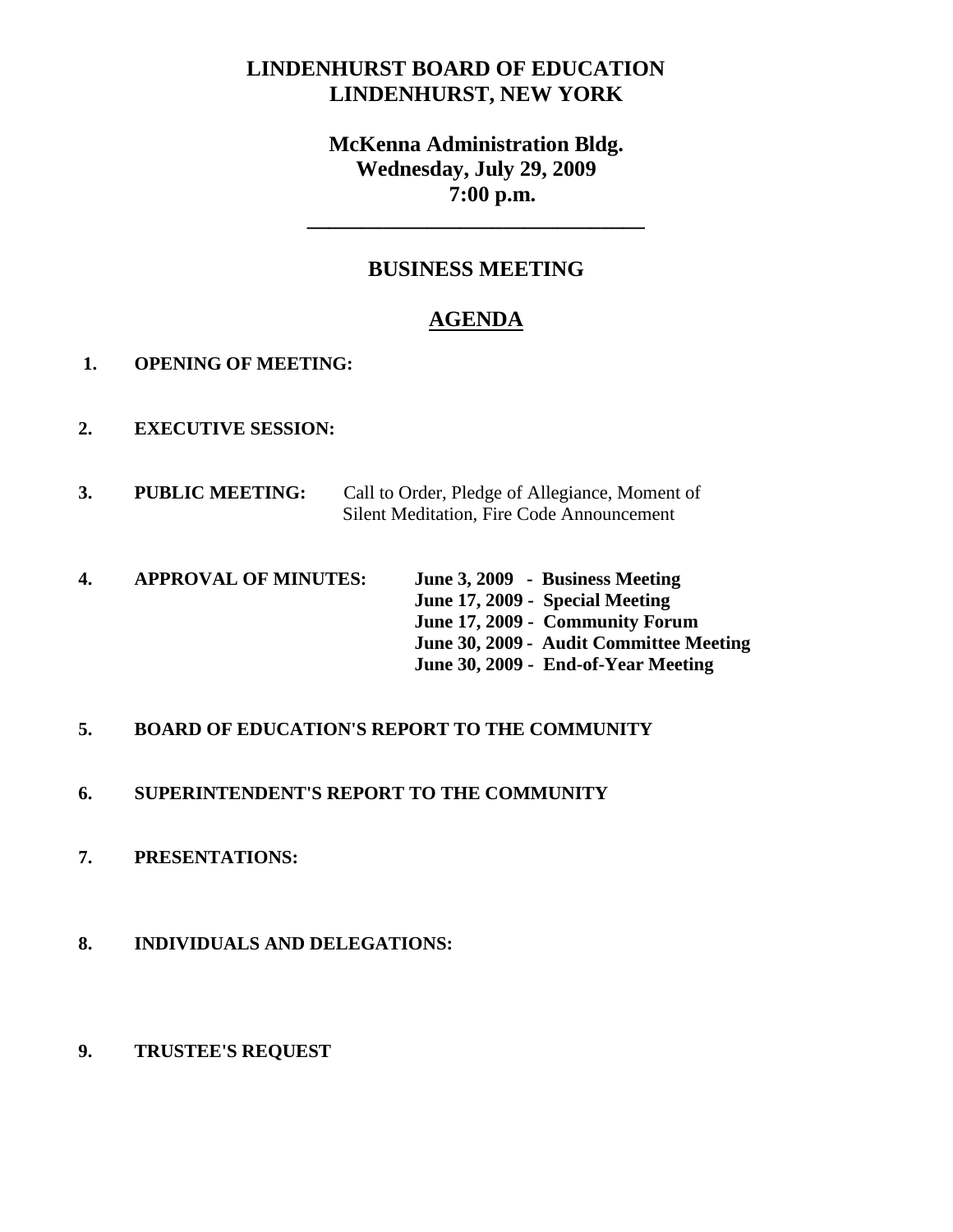# LINDENHURST BOARD OF EDUCATION
# LINDENHURST, NEW YORK

## McKenna Administration Bldg.
## Wednesday, July 29, 2009
## 7:00 p.m.

---

## BUSINESS MEETING

## AGENDA

1. **OPENING OF MEETING:**

2. **EXECUTIVE SESSION:**

3. **PUBLIC MEETING:** Call to Order, Pledge of Allegiance, Moment of Silent Meditation, Fire Code Announcement

4. **APPROVAL OF MINUTES:**
   **June 3, 2009 - Business Meeting**
   **June 17, 2009 - Special Meeting**
   **June 17, 2009 - Community Forum**
   **June 30, 2009 - Audit Committee Meeting**
   **June 30, 2009 - End-of-Year Meeting**

5. **BOARD OF EDUCATION'S REPORT TO THE COMMUNITY**

6. **SUPERINTENDENT'S REPORT TO THE COMMUNITY**

7. **PRESENTATIONS:**

8. **INDIVIDUALS AND DELEGATIONS:**

9. **TRUSTEE'S REQUEST**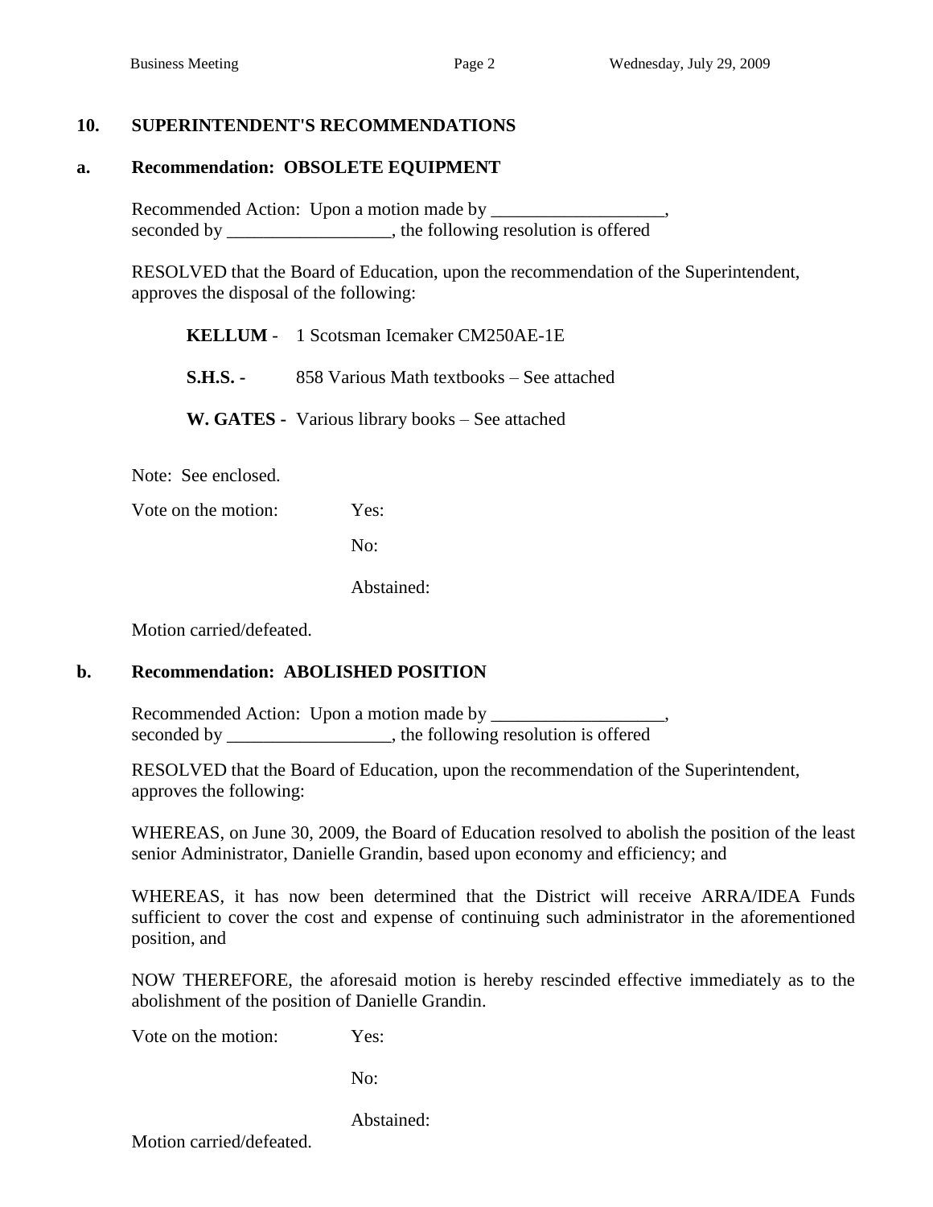## 10. SUPERINTENDENT'S RECOMMENDATIONS

### a. Recommendation: OBSOLETE EQUIPMENT

Recommended Action: Upon a motion made by ___________________, seconded by __________________, the following resolution is offered

RESOLVED that the Board of Education, upon the recommendation of the Superintendent, approves the disposal of the following:

**KELLUM** - 1 Scotsman Icemaker CM250AE-1E

**S.H.S. -** 858 Various Math textbooks – See attached

**W. GATES -** Various library books – See attached

Note: See enclosed.

Vote on the motion: Yes:

No:

Abstained:

Motion carried/defeated.

### b. Recommendation: ABOLISHED POSITION

Recommended Action: Upon a motion made by ___________________, seconded by __________________, the following resolution is offered

RESOLVED that the Board of Education, upon the recommendation of the Superintendent, approves the following:

WHEREAS, on June 30, 2009, the Board of Education resolved to abolish the position of the least senior Administrator, Danielle Grandin, based upon economy and efficiency; and

WHEREAS, it has now been determined that the District will receive ARRA/IDEA Funds sufficient to cover the cost and expense of continuing such administrator in the aforementioned position, and

NOW THEREFORE, the aforesaid motion is hereby rescinded effective immediately as to the abolishment of the position of Danielle Grandin.

Vote on the motion: Yes:

No:

Abstained:

Motion carried/defeated.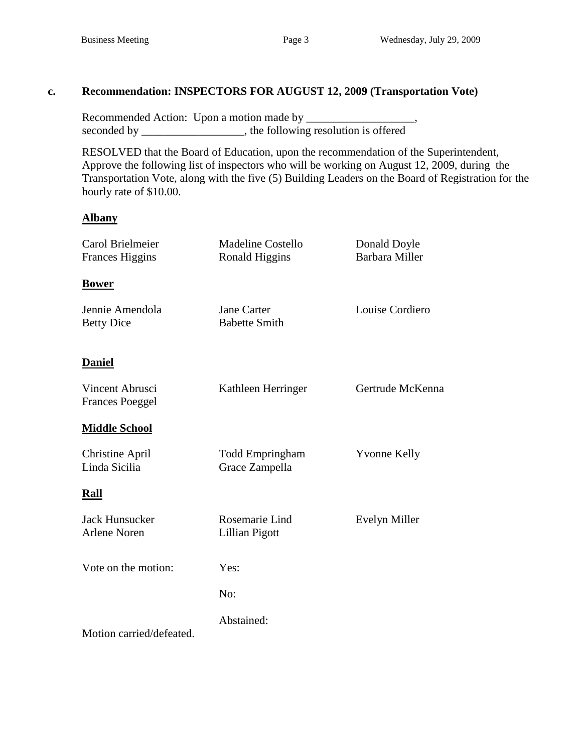### c. Recommendation: INSPECTORS FOR AUGUST 12, 2009 (Transportation Vote)

Recommended Action: Upon a motion made by ___________________, seconded by __________________, the following resolution is offered

RESOLVED that the Board of Education, upon the recommendation of the Superintendent, Approve the following list of inspectors who will be working on August 12, 2009, during the Transportation Vote, along with the five (5) Building Leaders on the Board of Registration for the hourly rate of $10.00.

**Albany**

Carol Brielmeier, Madeline Costello, Donald Doyle, Frances Higgins, Ronald Higgins, Barbara Miller

**Bower**

Jennie Amendola, Jane Carter, Louise Cordiero, Betty Dice, Babette Smith

**Daniel**

Vincent Abrusci, Kathleen Herringer, Gertrude McKenna, Frances Poeggel

**Middle School**

Christine April, Todd Empringham, Yvonne Kelly, Linda Sicilia, Grace Zampella

**Rall**

Jack Hunsucker, Rosemarie Lind, Evelyn Miller, Arlene Noren, Lillian Pigott

Vote on the motion: Yes:

No:

Abstained:

Motion carried/defeated.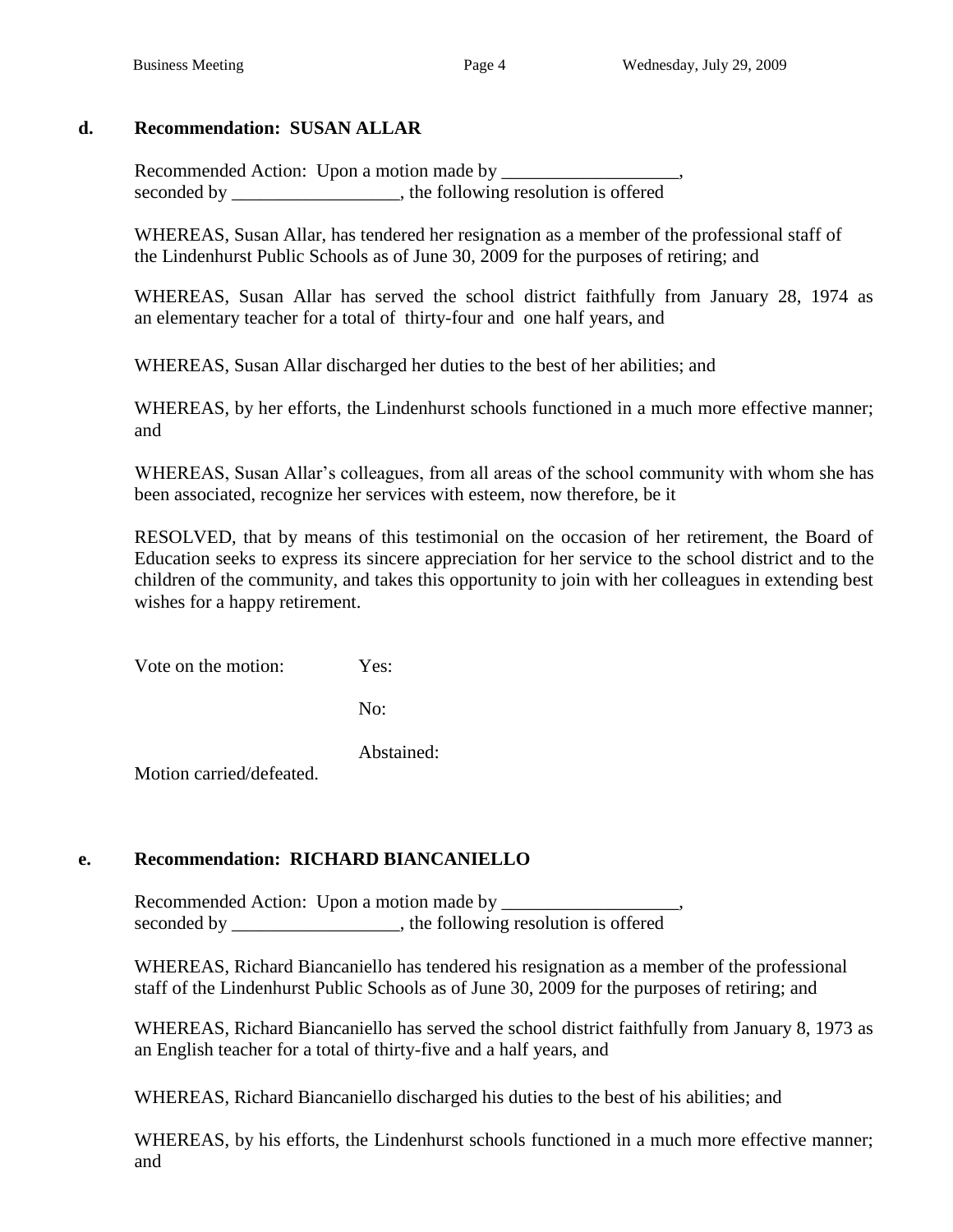## d. Recommendation: SUSAN ALLAR

Recommended Action: Upon a motion made by ___________________, seconded by __________________, the following resolution is offered

WHEREAS, Susan Allar, has tendered her resignation as a member of the professional staff of the Lindenhurst Public Schools as of June 30, 2009 for the purposes of retiring; and

WHEREAS, Susan Allar has served the school district faithfully from January 28, 1974 as an elementary teacher for a total of thirty-four and one half years, and

WHEREAS, Susan Allar discharged her duties to the best of her abilities; and

WHEREAS, by her efforts, the Lindenhurst schools functioned in a much more effective manner; and

WHEREAS, Susan Allar's colleagues, from all areas of the school community with whom she has been associated, recognize her services with esteem, now therefore, be it

RESOLVED, that by means of this testimonial on the occasion of her retirement, the Board of Education seeks to express its sincere appreciation for her service to the school district and to the children of the community, and takes this opportunity to join with her colleagues in extending best wishes for a happy retirement.

Vote on the motion: Yes:

No:

Abstained:

Motion carried/defeated.

## e. Recommendation: RICHARD BIANCANIELLO

Recommended Action: Upon a motion made by ___________________, seconded by __________________, the following resolution is offered

WHEREAS, Richard Biancaniello has tendered his resignation as a member of the professional staff of the Lindenhurst Public Schools as of June 30, 2009 for the purposes of retiring; and

WHEREAS, Richard Biancaniello has served the school district faithfully from January 8, 1973 as an English teacher for a total of thirty-five and a half years, and

WHEREAS, Richard Biancaniello discharged his duties to the best of his abilities; and

WHEREAS, by his efforts, the Lindenhurst schools functioned in a much more effective manner; and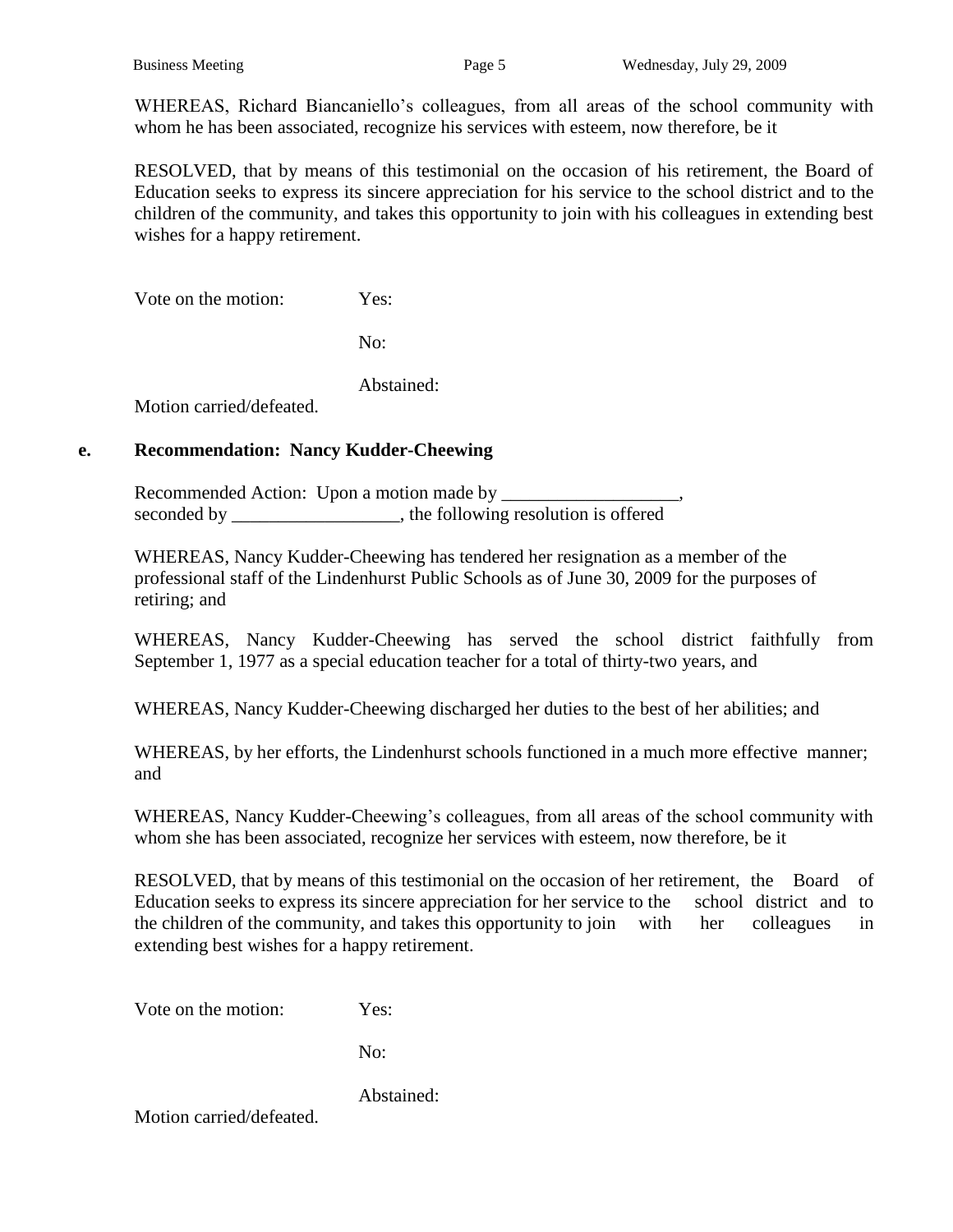WHEREAS, Richard Biancaniello's colleagues, from all areas of the school community with whom he has been associated, recognize his services with esteem, now therefore, be it

RESOLVED, that by means of this testimonial on the occasion of his retirement, the Board of Education seeks to express its sincere appreciation for his service to the school district and to the children of the community, and takes this opportunity to join with his colleagues in extending best wishes for a happy retirement.

Vote on the motion: Yes:

No:

Abstained:

Motion carried/defeated.

**e. Recommendation: Nancy Kudder-Cheewing**

Recommended Action: Upon a motion made by ___________________, seconded by __________________, the following resolution is offered

WHEREAS, Nancy Kudder-Cheewing has tendered her resignation as a member of the professional staff of the Lindenhurst Public Schools as of June 30, 2009 for the purposes of retiring; and

WHEREAS, Nancy Kudder-Cheewing has served the school district faithfully from September 1, 1977 as a special education teacher for a total of thirty-two years, and

WHEREAS, Nancy Kudder-Cheewing discharged her duties to the best of her abilities; and

WHEREAS, by her efforts, the Lindenhurst schools functioned in a much more effective manner; and

WHEREAS, Nancy Kudder-Cheewing's colleagues, from all areas of the school community with whom she has been associated, recognize her services with esteem, now therefore, be it

RESOLVED, that by means of this testimonial on the occasion of her retirement, the Board of Education seeks to express its sincere appreciation for her service to the school district and to the children of the community, and takes this opportunity to join with her colleagues in extending best wishes for a happy retirement.

Vote on the motion: Yes:

No:

Abstained:

Motion carried/defeated.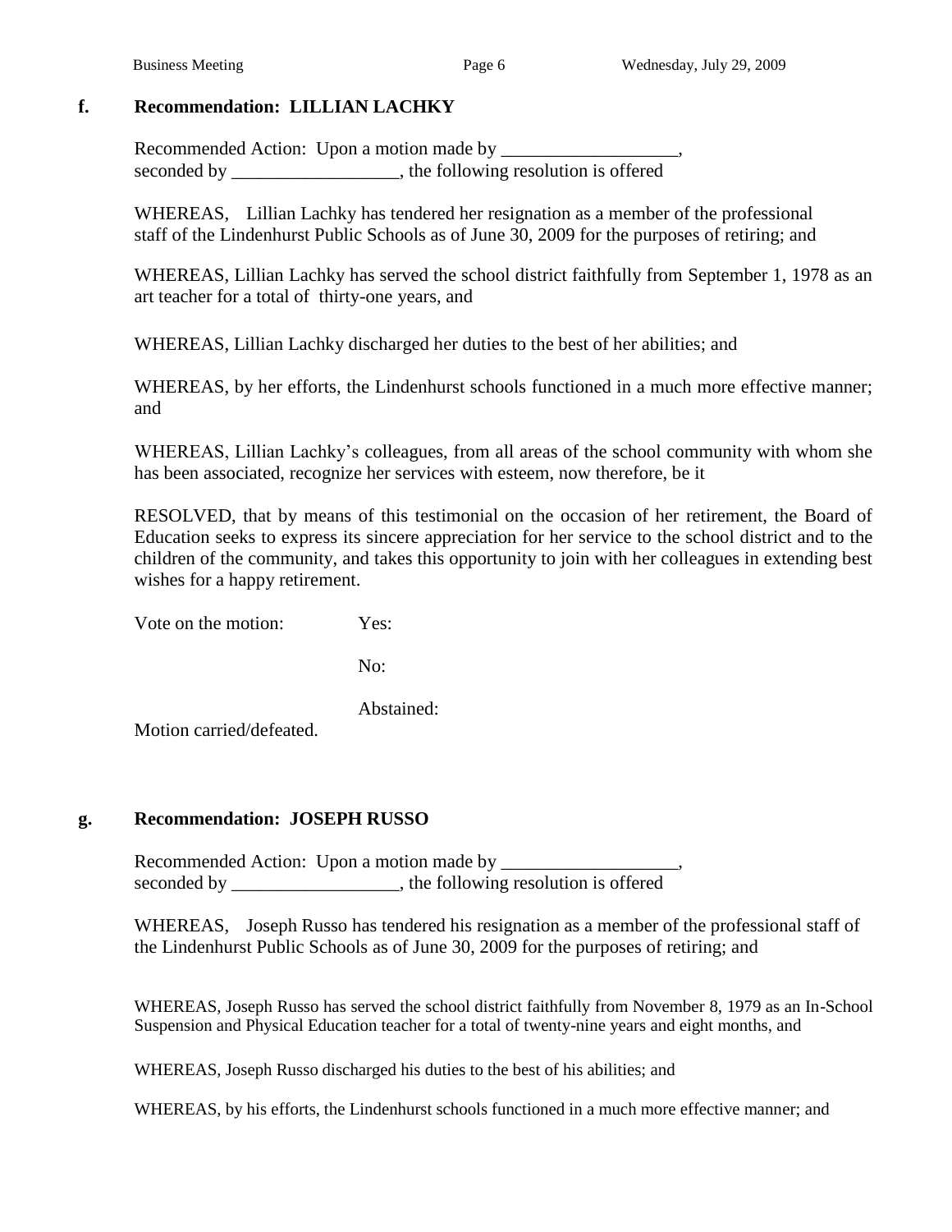**f. Recommendation: LILLIAN LACHKY**

Recommended Action: Upon a motion made by ___________________, seconded by __________________, the following resolution is offered

WHEREAS, Lillian Lachky has tendered her resignation as a member of the professional staff of the Lindenhurst Public Schools as of June 30, 2009 for the purposes of retiring; and

WHEREAS, Lillian Lachky has served the school district faithfully from September 1, 1978 as an art teacher for a total of thirty-one years, and

WHEREAS, Lillian Lachky discharged her duties to the best of her abilities; and

WHEREAS, by her efforts, the Lindenhurst schools functioned in a much more effective manner; and

WHEREAS, Lillian Lachky's colleagues, from all areas of the school community with whom she has been associated, recognize her services with esteem, now therefore, be it

RESOLVED, that by means of this testimonial on the occasion of her retirement, the Board of Education seeks to express its sincere appreciation for her service to the school district and to the children of the community, and takes this opportunity to join with her colleagues in extending best wishes for a happy retirement.

Vote on the motion: Yes:

No:

Abstained:

Motion carried/defeated.

**g. Recommendation: JOSEPH RUSSO**

Recommended Action: Upon a motion made by ___________________, seconded by __________________, the following resolution is offered

WHEREAS, Joseph Russo has tendered his resignation as a member of the professional staff of the Lindenhurst Public Schools as of June 30, 2009 for the purposes of retiring; and

WHEREAS, Joseph Russo has served the school district faithfully from November 8, 1979 as an In-School Suspension and Physical Education teacher for a total of twenty-nine years and eight months, and

WHEREAS, Joseph Russo discharged his duties to the best of his abilities; and

WHEREAS, by his efforts, the Lindenhurst schools functioned in a much more effective manner; and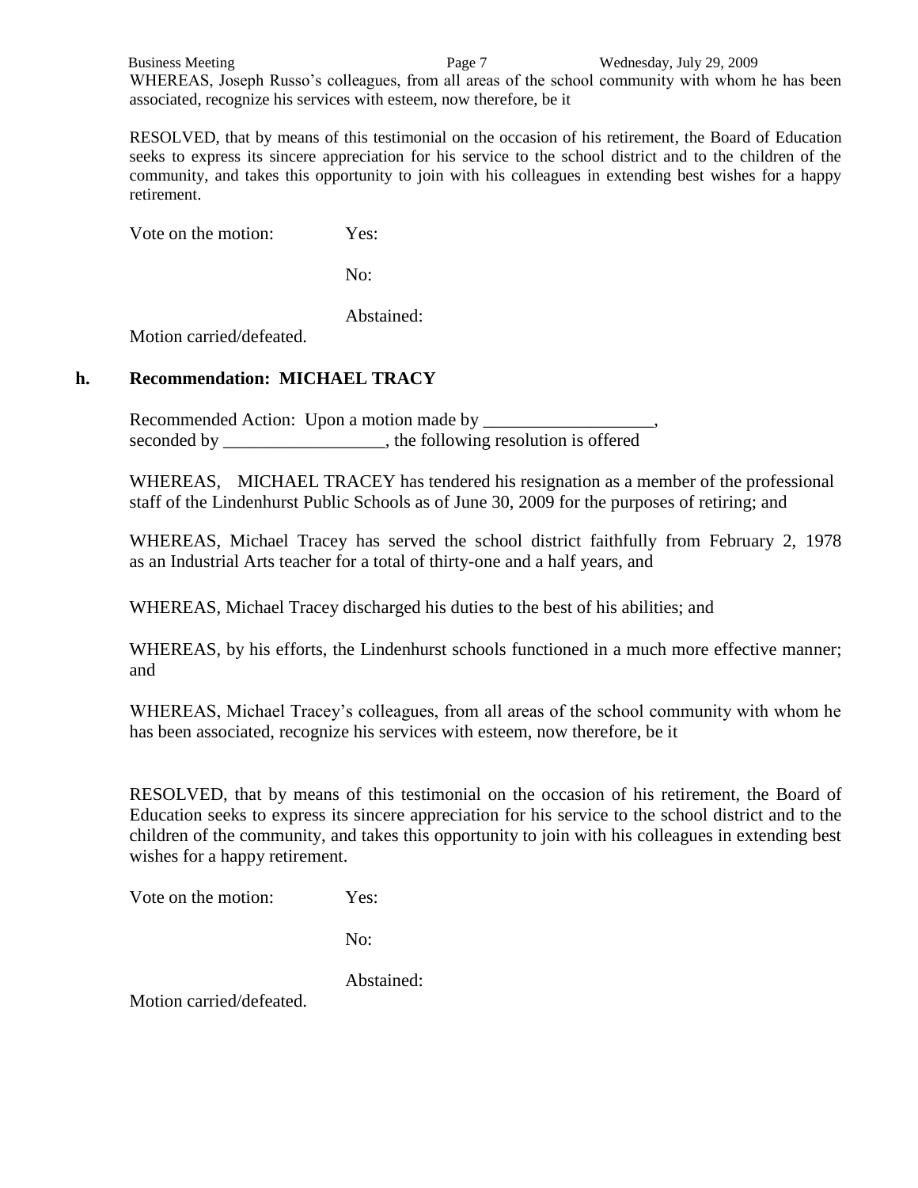WHEREAS, Joseph Russo's colleagues, from all areas of the school community with whom he has been associated, recognize his services with esteem, now therefore, be it

RESOLVED, that by means of this testimonial on the occasion of his retirement, the Board of Education seeks to express its sincere appreciation for his service to the school district and to the children of the community, and takes this opportunity to join with his colleagues in extending best wishes for a happy retirement.

Vote on the motion: Yes:

No:

Abstained:

Motion carried/defeated.

### h. Recommendation: MICHAEL TRACY

Recommended Action: Upon a motion made by ___________________, seconded by __________________, the following resolution is offered

WHEREAS, MICHAEL TRACEY has tendered his resignation as a member of the professional staff of the Lindenhurst Public Schools as of June 30, 2009 for the purposes of retiring; and

WHEREAS, Michael Tracey has served the school district faithfully from February 2, 1978 as an Industrial Arts teacher for a total of thirty-one and a half years, and

WHEREAS, Michael Tracey discharged his duties to the best of his abilities; and

WHEREAS, by his efforts, the Lindenhurst schools functioned in a much more effective manner; and

WHEREAS, Michael Tracey's colleagues, from all areas of the school community with whom he has been associated, recognize his services with esteem, now therefore, be it

RESOLVED, that by means of this testimonial on the occasion of his retirement, the Board of Education seeks to express its sincere appreciation for his service to the school district and to the children of the community, and takes this opportunity to join with his colleagues in extending best wishes for a happy retirement.

Vote on the motion: Yes:

No:

Abstained:

Motion carried/defeated.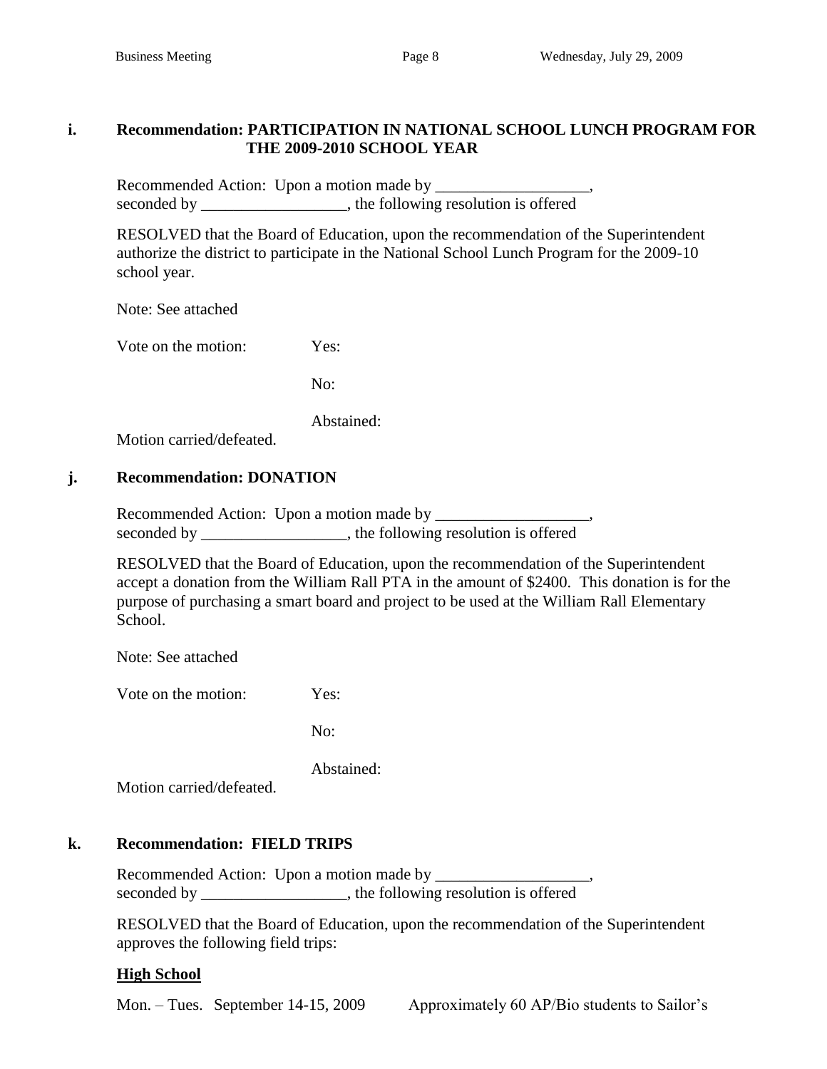**i. Recommendation: PARTICIPATION IN NATIONAL SCHOOL LUNCH PROGRAM FOR THE 2009-2010 SCHOOL YEAR**

Recommended Action: Upon a motion made by ___________________, seconded by __________________, the following resolution is offered

RESOLVED that the Board of Education, upon the recommendation of the Superintendent authorize the district to participate in the National School Lunch Program for the 2009-10 school year.

Note: See attached

Vote on the motion: Yes:

No:

Abstained:

Motion carried/defeated.

**j. Recommendation: DONATION**

Recommended Action: Upon a motion made by ___________________, seconded by __________________, the following resolution is offered

RESOLVED that the Board of Education, upon the recommendation of the Superintendent accept a donation from the William Rall PTA in the amount of $2400. This donation is for the purpose of purchasing a smart board and project to be used at the William Rall Elementary School.

Note: See attached

Vote on the motion: Yes:

No:

Abstained:

Motion carried/defeated.

**k. Recommendation: FIELD TRIPS**

Recommended Action: Upon a motion made by ___________________, seconded by __________________, the following resolution is offered

RESOLVED that the Board of Education, upon the recommendation of the Superintendent approves the following field trips:

**<u>High School</u>**

Mon. – Tues. September 14-15, 2009 Approximately 60 AP/Bio students to Sailor's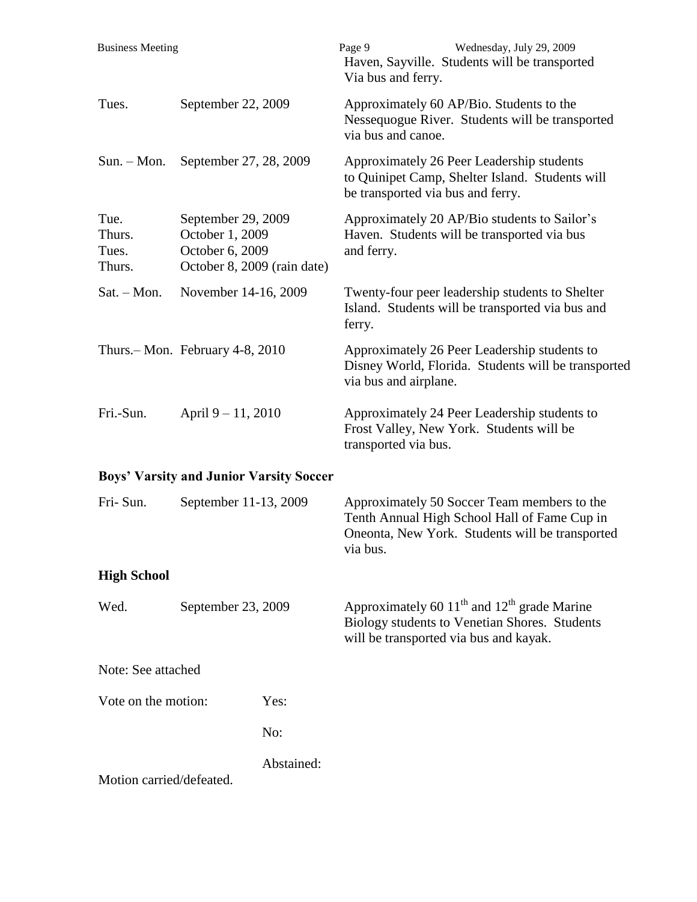Haven, Sayville. Students will be transported Via bus and ferry.

| | | |
|---|---|---|
| Tues. | September 22, 2009 | Approximately 60 AP/Bio. Students to the Nessequogue River. Students will be transported via bus and canoe. |
| Sun. – Mon. | September 27, 28, 2009 | Approximately 26 Peer Leadership students to Quinipet Camp, Shelter Island. Students will be transported via bus and ferry. |
| Tue.<br>Thurs.<br>Tues.<br>Thurs. | September 29, 2009<br>October 1, 2009<br>October 6, 2009<br>October 8, 2009 (rain date) | Approximately 20 AP/Bio students to Sailor's Haven. Students will be transported via bus and ferry. |
| Sat. – Mon. | November 14-16, 2009 | Twenty-four peer leadership students to Shelter Island. Students will be transported via bus and ferry. |
| Thurs.– Mon. | February 4-8, 2010 | Approximately 26 Peer Leadership students to Disney World, Florida. Students will be transported via bus and airplane. |
| Fri.-Sun. | April 9 – 11, 2010 | Approximately 24 Peer Leadership students to Frost Valley, New York. Students will be transported via bus. |

**Boys' Varsity and Junior Varsity Soccer**

| | | |
|---|---|---|
| Fri- Sun. | September 11-13, 2009 | Approximately 50 Soccer Team members to the Tenth Annual High School Hall of Fame Cup in Oneonta, New York. Students will be transported via bus. |

**High School**

| | | |
|---|---|---|
| Wed. | September 23, 2009 | Approximately 60 11th and 12th grade Marine Biology students to Venetian Shores. Students will be transported via bus and kayak. |

Note: See attached

Vote on the motion: Yes:

No:

Abstained:

Motion carried/defeated.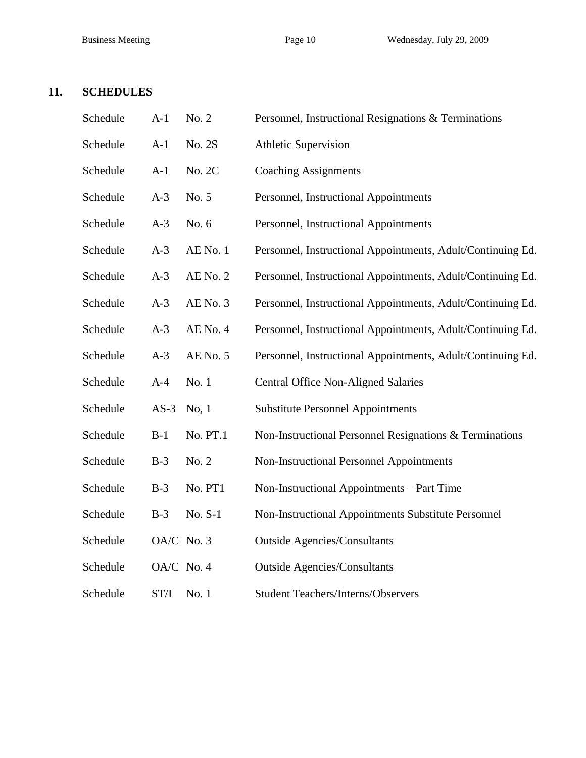## 11. SCHEDULES

| | | | |
|---|---|---|---|
| Schedule | A-1 | No. 2 | Personnel, Instructional Resignations & Terminations |
| Schedule | A-1 | No. 2S | Athletic Supervision |
| Schedule | A-1 | No. 2C | Coaching Assignments |
| Schedule | A-3 | No. 5 | Personnel, Instructional Appointments |
| Schedule | A-3 | No. 6 | Personnel, Instructional Appointments |
| Schedule | A-3 | AE No. 1 | Personnel, Instructional Appointments, Adult/Continuing Ed. |
| Schedule | A-3 | AE No. 2 | Personnel, Instructional Appointments, Adult/Continuing Ed. |
| Schedule | A-3 | AE No. 3 | Personnel, Instructional Appointments, Adult/Continuing Ed. |
| Schedule | A-3 | AE No. 4 | Personnel, Instructional Appointments, Adult/Continuing Ed. |
| Schedule | A-3 | AE No. 5 | Personnel, Instructional Appointments, Adult/Continuing Ed. |
| Schedule | A-4 | No. 1 | Central Office Non-Aligned Salaries |
| Schedule | AS-3 | No, 1 | Substitute Personnel Appointments |
| Schedule | B-1 | No. PT.1 | Non-Instructional Personnel Resignations & Terminations |
| Schedule | B-3 | No. 2 | Non-Instructional Personnel Appointments |
| Schedule | B-3 | No. PT1 | Non-Instructional Appointments – Part Time |
| Schedule | B-3 | No. S-1 | Non-Instructional Appointments Substitute Personnel |
| Schedule | OA/C | No. 3 | Outside Agencies/Consultants |
| Schedule | OA/C | No. 4 | Outside Agencies/Consultants |
| Schedule | ST/I | No. 1 | Student Teachers/Interns/Observers |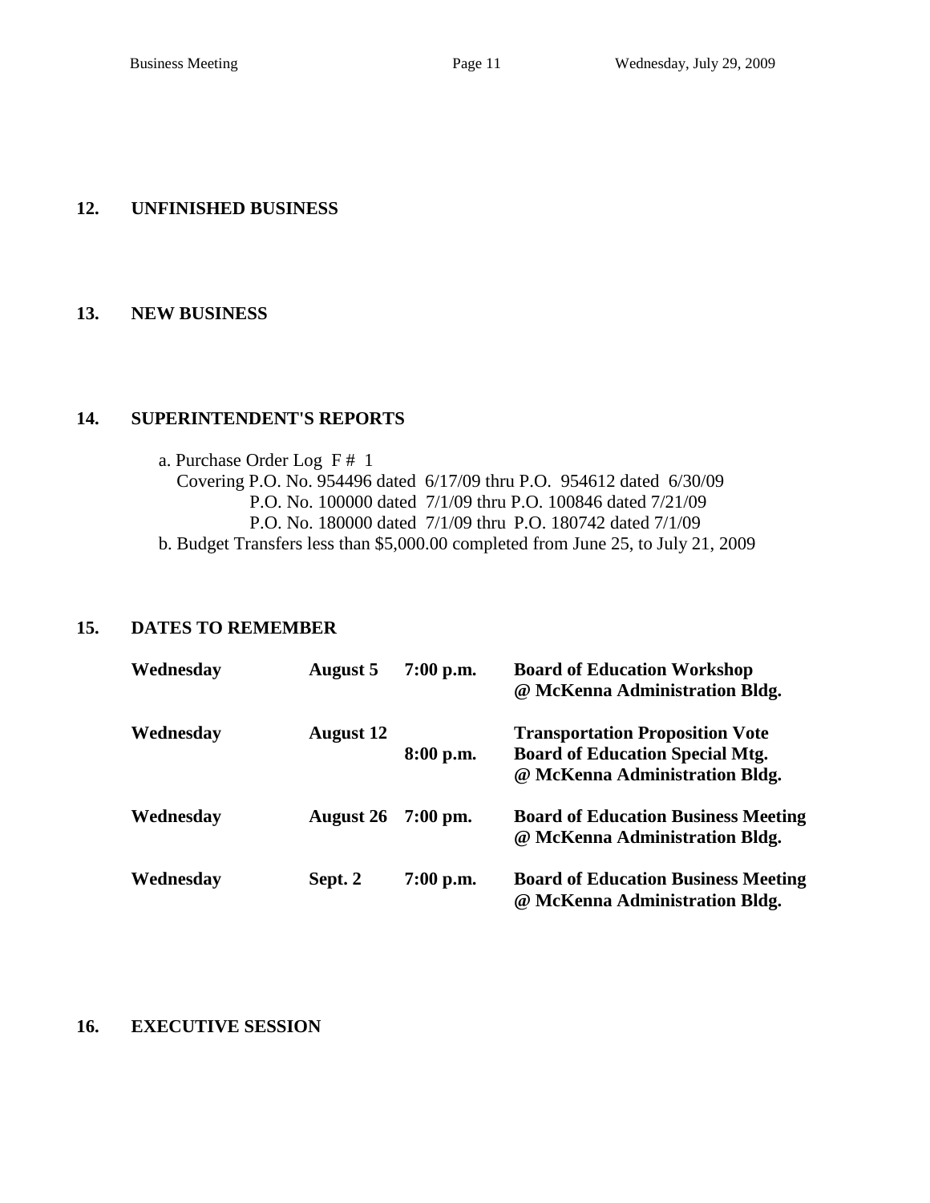## 12. UNFINISHED BUSINESS

## 13. NEW BUSINESS

## 14. SUPERINTENDENT'S REPORTS

a. Purchase Order Log F # 1
   Covering P.O. No. 954496 dated 6/17/09 thru P.O. 954612 dated 6/30/09
   P.O. No. 100000 dated 7/1/09 thru P.O. 100846 dated 7/21/09
   P.O. No. 180000 dated 7/1/09 thru P.O. 180742 dated 7/1/09

b. Budget Transfers less than $5,000.00 completed from June 25, to July 21, 2009

## 15. DATES TO REMEMBER

| | | | |
|---|---|---|---|
| **Wednesday** | **August 5** | **7:00 p.m.** | **Board of Education Workshop @ McKenna Administration Bldg.** |
| **Wednesday** | **August 12** | **8:00 p.m.** | **Transportation Proposition Vote Board of Education Special Mtg. @ McKenna Administration Bldg.** |
| **Wednesday** | **August 26** | **7:00 pm.** | **Board of Education Business Meeting @ McKenna Administration Bldg.** |
| **Wednesday** | **Sept. 2** | **7:00 p.m.** | **Board of Education Business Meeting @ McKenna Administration Bldg.** |

## 16. EXECUTIVE SESSION